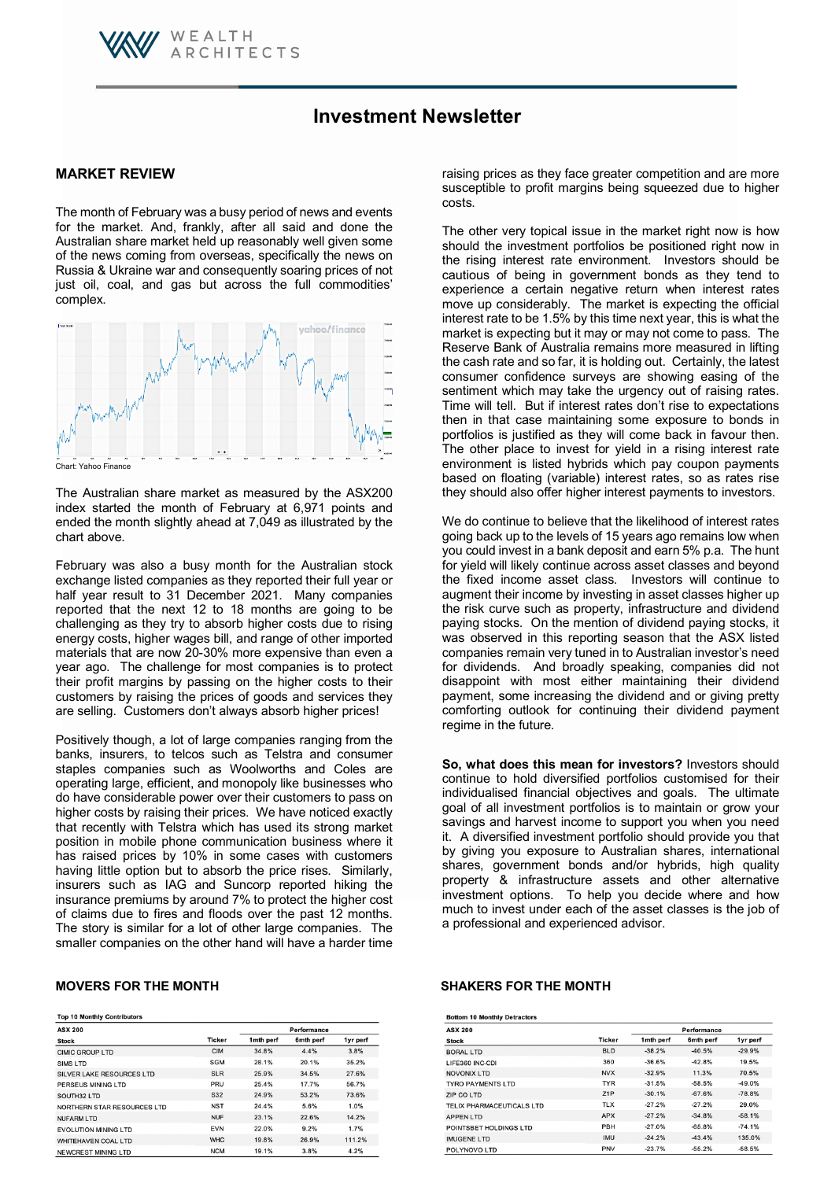# Investment Newsletter

## MARKET REVIEW

The month of February was a busy period of news and events for the market. And, frankly, after all said and done the Australian share market held up reasonably well given some of the news coming from overseas, specifically the news on Russia & Ukraine war and consequently soaring prices of not just oil, coal, and gas but across the full commodities' complex.

Chart: Yahoo Finance

The Australian share market as measured by the ASX200 index started the month of February at 6,971 points and ended the month slightly ahead at 7,049 as illustrated by the chart above.

February was also a busy month for the Australian stock exchange listed companies as they reported their full year or half year result to 31 December 2021. Many companies reported that the next 12 to 18 months are going to be challenging as they try to absorb higher costs due to rising energy costs, higher wages bill, and range of other imported materials that are now 20-30% more expensive than even a year ago. The challenge for most companies is to protect their profit margins by passing on the higher costs to their customers by raising the prices of goods and services they are selling. Customers don't always absorb higher prices!

Positively though, a lot of large companies ranging from the banks, insurers, to telcos such as Telstra and consumer staples companies such as Woolworths and Coles are operating large, efficient, and monopoly like businesses who do have considerable power over their customers to pass on higher costs by raising their prices. We have noticed exactly that recently with Telstra which has used its strong market position in mobile phone communication business where it has raised prices by 10% in some cases with customers having little option but to absorb the price rises. Similarly, insurers such as IAG and Suncorp reported hiking the insurance premiums by around 7% to protect the higher cost of claims due to fires and floods over the past 12 months. The story is similar for a lot of other large companies. The smaller companies on the other hand will have a harder time raising prices as they face greater competition and are more susceptible to profit margins being squeezed due to higher costs.

The other very topical issue in the market right now is how should the investment portfolios be positioned right now in the rising interest rate environment. Investors should be cautious of being in government bonds as they tend to experience a certain negative return when interest rates move up considerably. The market is expecting the official interest rate to be 1.5% by this time next year, this is what the market is expecting but it may or may not come to pass. The Reserve Bank of Australia remains more measured in lifting the cash rate and so far, it is holding out. Certainly, the latest consumer confidence surveys are showing easing of the sentiment which may take the urgency out of raising rates. Time will tell. But if interest rates don't rise to expectations then in that case maintaining some exposure to bonds in portfolios is justified as they will come back in favour then. The other place to invest for yield in a rising interest rate environment is listed hybrids which pay coupon payments based on floating (variable) interest rates, so as rates rise they should also offer higher interest payments to investors.

We do continue to believe that the likelihood of interest rates going back up to the levels of 15 years ago remains low when you could invest in a bank deposit and earn 5% p.a. The hunt for yield will likely continue across asset classes and beyond the fixed income asset class. Investors will continue to augment their income by investing in asset classes higher up the risk curve such as property, infrastructure and dividend paying stocks. On the mention of dividend paying stocks, it was observed in this reporting season that the ASX listed companies remain very tuned in to Australian investor's need for dividends. And broadly speaking, companies did not disappoint with most either maintaining their dividend payment, some increasing the dividend and or giving pretty comforting outlook for continuing their dividend payment regime in the future.

**So, what does this mean for investors?** Investors should continue to hold diversified portfolios customised for their individualised financial objectives and goals. The ultimate goal of all investment portfolios is to maintain or grow your savings and harvest income to support you when you need it. A diversified investment portfolio should provide you that by giving you exposure to Australian shares, international shares, government bonds and/or hybrids, high quality property & infrastructure assets and other alternative investment options. To help you decide where and how much to invest under each of the asset classes is the job of a professional and experienced advisor.

## MOVERS FOR THE MONTH

**Top 10 Monthly Contributors**

| ASX 200 | | Performance | | |
|---|---|---|---|---|
| Stock | Ticker | 1mth perf | 6mth perf | 1yr perf |
| CIMIC GROUP LTD | CIM | 34.8% | 4.4% | 3.8% |
| SIMS LTD | SGM | 28.1% | 20.1% | 35.2% |
| SILVER LAKE RESOURCES LTD | SLR | 25.9% | 34.5% | 27.6% |
| PERSEUS MINING LTD | PRU | 25.4% | 17.7% | 56.7% |
| SOUTH32 LTD | S32 | 24.9% | 53.2% | 73.6% |
| NORTHERN STAR RESOURCES LTD | NST | 24.4% | 5.8% | 1.0% |
| NUFARM LTD | NUF | 23.1% | 22.6% | 14.2% |
| EVOLUTION MINING LTD | EVN | 22.0% | 9.2% | 1.7% |
| WHITEHAVEN COAL LTD | WHC | 19.8% | 26.9% | 111.2% |
| NEWCREST MINING LTD | NCM | 19.1% | 3.8% | 4.2% |

## SHAKERS FOR THE MONTH

**Bottom 10 Monthly Detractors**

| ASX 200 | | Performance | | |
|---|---|---|---|---|
| Stock | Ticker | 1mth perf | 6mth perf | 1yr perf |
| BORAL LTD | BLD | -38.2% | -40.5% | -29.9% |
| LIFE360 INC-CDI | 360 | -36.6% | -42.8% | 19.5% |
| NOVONIX LTD | NVX | -32.9% | 11.3% | 70.5% |
| TYRO PAYMENTS LTD | TYR | -31.5% | -58.5% | -49.0% |
| ZIP CO LTD | Z1P | -30.1% | -67.6% | -78.8% |
| TELIX PHARMACEUTICALS LTD | TLX | -27.2% | -27.2% | 29.0% |
| APPEN LTD | APX | -27.2% | -34.8% | -58.1% |
| POINTSBET HOLDINGS LTD | PBH | -27.0% | -65.8% | -74.1% |
| IMUGENE LTD | IMU | -24.2% | -43.4% | 135.0% |
| POLYNOVO LTD | PNV | -23.7% | -55.2% | -58.5% |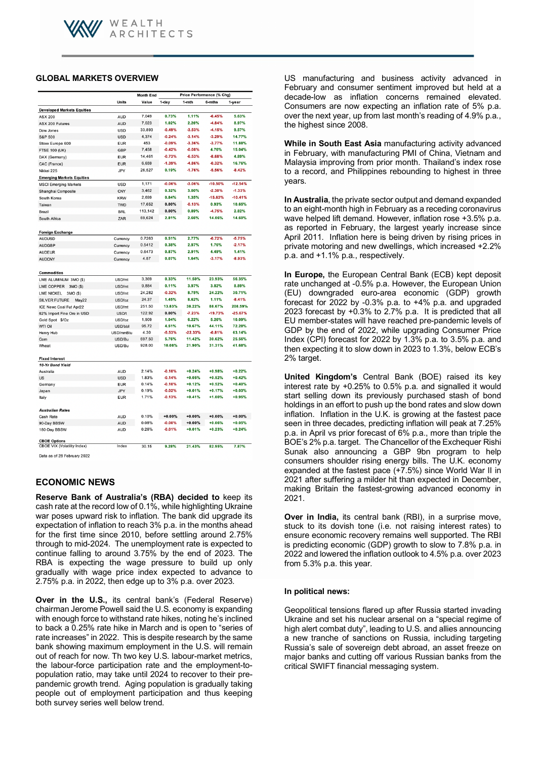## GLOBAL MARKETS OVERVIEW

| | Units | Month End Value | 1-day | 1-mth | 6-mths | 1-year |
|---|---|---|---|---|---|---|
| | | | Price Performance (% Chg) | | | |
| **Developed Markets Equities** | | | | | | |
| ASX 200 | AUD | 7,049 | 0.73% | 1.11% | -6.45% | 5.63% |
| ASX 200 Futures | AUD | 7,023 | 1.02% | 2.26% | -4.84% | 8.97% |
| Dow Jones | USD | 33,893 | -0.49% | -3.53% | -4.15% | 9.57% |
| S&P 500 | USD | 4,374 | -0.24% | -3.14% | -3.29% | 14.77% |
| Stoxx Europe 600 | EUR | 453 | -0.09% | -3.36% | -3.77% | 11.88% |
| FTSE 100 (UK) | GBP | 7,458 | -0.42% | -0.08% | 4.76% | 15.04% |
| DAX (Germany) | EUR | 14,461 | -0.73% | -6.53% | -8.68% | 4.89% |
| CAC (France) | EUR | 6,659 | -1.39% | -4.86% | -0.32% | 16.76% |
| Nikkei 225 | JPY | 26,527 | 0.19% | -1.76% | -5.56% | -8.42% |
| **Emerging Markets Equities** | | | | | | |
| MSCI Emerging Markets | USD | 1,171 | -0.06% | -3.06% | -10.50% | -12.54% |
| Shanghai Composite | CNY | 3,462 | 0.32% | 3.00% | -2.30% | -1.33% |
| South Korea | KRW | 2,699 | 0.84% | 1.35% | -15.63% | -10.41% |
| Taiwan | TWD | 17,652 | 0.00% | -0.13% | 0.93% | 10.65% |
| Brazil | BRL | 113,142 | 0.00% | 0.89% | -4.75% | 2.82% |
| South Africa | ZAR | 69,624 | 2.81% | 2.66% | 14.06% | 14.60% |
| **Foreign Exchange** | | | | | | |
| AUDUSD | Currency | 0.7263 | 0.51% | 2.77% | -0.72% | -5.75% |
| AUDGBP | Currency | 0.5412 | 0.38% | 2.97% | 1.76% | -2.17% |
| AUDEUR | Currency | 0.6473 | 0.87% | 2.91% | 4.49% | 1.41% |
| AUDCNY | Currency | 4.57 | 0.07% | 1.64% | -3.17% | -8.93% |
| **Commodities** | | | | | | |
| LME ALUMINUM 3MO ($) | USD/mt | 3,369 | 0.33% | 11.50% | 23.93% | 56.35% |
| LME COPPER 3MO ($) | USD/mt | 9,884 | 0.11% | 3.97% | 3.82% | 8.89% |
| LME NICKEL 3MO ($) | USD/mt | 24,282 | -0.32% | 8.75% | 24.22% | 30.71% |
| SILVER FUTURE May22 | USD/oz | 24.37 | 1.45% | 8.62% | 1.11% | -8.41% |
| ICE Newc Coal Fut Apr22 | USD/mt | 251.50 | 13.83% | 38.22% | 88.67% | 208.59% |
| 62% Import Fine Ore in USD | USD/t | 122.92 | 0.00% | -7.23% | -19.73% | -25.67% |
| Gold Spot $/Oz | USD/oz | 1,909 | 1.04% | 6.22% | 5.26% | 10.09% |
| WTI Oil | USD/bbl | 95.72 | 4.51% | 10.67% | 44.11% | 72.28% |
| Henry Hub | USD/mmBtu | 4.30 | -5.53% | -22.33% | -0.81% | 63.14% |
| Corn | USD/Bu | 697.50 | 5.76% | 11.42% | 30.62% | 25.56% |
| Wheat | USD/Bu | 928.00 | 10.08% | 21.90% | 31.31% | 41.68% |
| **Fixed Interest** | | | | | | |
| ***10-Yr Bond Yield*** | | | | | | |
| Australia | AUD | 2.14% | -0.10% | +0.24% | +0.98% | +0.22% |
| US | USD | 1.83% | -0.14% | +0.05% | +0.52% | +0.42% |
| Germany | EUR | 0.14% | -0.10% | +0.12% | +0.52% | +0.40% |
| Japan | JPY | 0.19% | -0.02% | +0.01% | +0.17% | +0.03% |
| Italy | EUR | 1.71% | -0.13% | +0.41% | +1.00% | +0.95% |
| ***Australian Rates*** | | | | | | |
| Cash Rate | AUD | 0.10% | +0.00% | +0.00% | +0.00% | +0.00% |
| 90-Day BBSW | AUD | 0.08% | -0.00% | +0.00% | +0.06% | +0.05% |
| 180-Day BBSW | AUD | 0.28% | -0.01% | +0.01% | +0.23% | +0.24% |
| **CBOE Options** | | | | | | |
| CBOE VIX (Volatility Index) | Index | 30.15 | 9.28% | 21.43% | 82.95% | 7.87% |

Data as of 28 February 2022

## ECONOMIC NEWS

**Reserve Bank of Australia's (RBA) decided to** keep its cash rate at the record low of 0.1%, while highlighting Ukraine war poses upward risk to inflation. The bank did upgrade its expectation of inflation to reach 3% p.a. in the months ahead for the first time since 2010, before settling around 2.75% through to mid-2024. The unemployment rate is expected to continue falling to around 3.75% by the end of 2023. The RBA is expecting the wage pressure to build up only gradually with wage price index expected to advance to 2.75% p.a. in 2022, then edge up to 3% p.a. over 2023.

**Over in the U.S.**, its central bank's (Federal Reserve) chairman Jerome Powell said the U.S. economy is expanding with enough force to withstand rate hikes, noting he's inclined to back a 0.25% rate hike in March and is open to "series of rate increases" in 2022. This is despite research by the same bank showing maximum employment in the U.S. will remain out of reach for now. Th two key U.S. labour-market metrics, the labour-force participation rate and the employment-to-population ratio, may take until 2024 to recover to their pre-pandemic growth trend. Aging population is gradually taking people out of employment participation and thus keeping both survey series well below trend.

US manufacturing and business activity advanced in February and consumer sentiment improved but held at a decade-low as inflation concerns remained elevated. Consumers are now expecting an inflation rate of 5% p.a. over the next year, up from last month's reading of 4.9% p.a., the highest since 2008.

**While in South East Asia** manufacturing activity advanced in February, with manufacturing PMI of China, Vietnam and Malaysia improving from prior month. Thailand's index rose to a record, and Philippines rebounding to highest in three years.

**In Australia**, the private sector output and demand expanded to an eight-month high in February as a receding coronavirus wave helped lift demand. However, inflation rose +3.5% p.a. as reported in February, the largest yearly increase since April 2011. Inflation here is being driven by rising prices in private motoring and new dwellings, which increased +2.2% p.a. and +1.1% p.a., respectively.

**In Europe**, the European Central Bank (ECB) kept deposit rate unchanged at -0.5% p.a. However, the European Union (EU) downgraded euro-area economic (GDP) growth forecast for 2022 by -0.3% p.a. to +4% p.a. and upgraded 2023 forecast by +0.3% to 2.7% p.a. It is predicted that all EU member-states will have reached pre-pandemic levels of GDP by the end of 2022, while upgrading Consumer Price Index (CPI) forecast for 2022 by 1.3% p.a. to 3.5% p.a. and then expecting it to slow down in 2023 to 1.3%, below ECB's 2% target.

**United Kingdom's** Central Bank (BOE) raised its key interest rate by +0.25% to 0.5% p.a. and signalled it would start selling down its previously purchased stash of bond holdings in an effort to push up the bond rates and slow down inflation. Inflation in the U.K. is growing at the fastest pace seen in three decades, predicting inflation will peak at 7.25% p.a. in April vs prior forecast of 6% p.a., more than triple the BOE's 2% p.a. target. The Chancellor of the Exchequer Rishi Sunak also announcing a GBP 9bn program to help consumers shoulder rising energy bills. The U.K. economy expanded at the fastest pace (+7.5%) since World War II in 2021 after suffering a milder hit than expected in December, making Britain the fastest-growing advanced economy in 2021.

**Over in India,** its central bank (RBI), in a surprise move, stuck to its dovish tone (i.e. not raising interest rates) to ensure economic recovery remains well supported. The RBI is predicting economic (GDP) growth to slow to 7.8% p.a. in 2022 and lowered the inflation outlook to 4.5% p.a. over 2023 from 5.3% p.a. this year.

**In political news:**

Geopolitical tensions flared up after Russia started invading Ukraine and set his nuclear arsenal on a "special regime of high alert combat duty", leading to U.S. and allies announcing a new tranche of sanctions on Russia, including targeting Russia's sale of sovereign debt abroad, an asset freeze on major banks and cutting off various Russian banks from the critical SWIFT financial messaging system.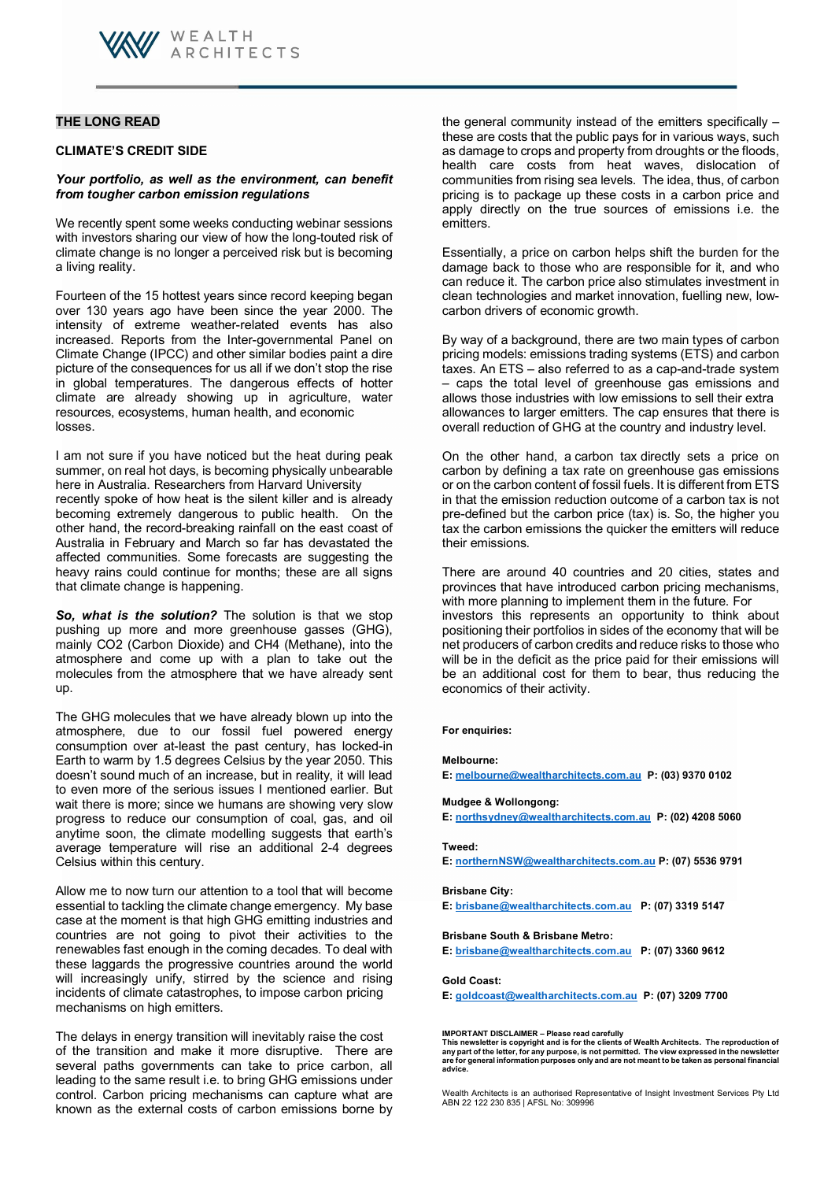**THE LONG READ**

## CLIMATE'S CREDIT SIDE

***Your portfolio, as well as the environment, can benefit from tougher carbon emission regulations***

We recently spent some weeks conducting webinar sessions with investors sharing our view of how the long-touted risk of climate change is no longer a perceived risk but is becoming a living reality.

Fourteen of the 15 hottest years since record keeping began over 130 years ago have been since the year 2000. The intensity of extreme weather-related events has also increased. Reports from the Inter-governmental Panel on Climate Change (IPCC) and other similar bodies paint a dire picture of the consequences for us all if we don't stop the rise in global temperatures. The dangerous effects of hotter climate are already showing up in agriculture, water resources, ecosystems, human health, and economic losses.

I am not sure if you have noticed but the heat during peak summer, on real hot days, is becoming physically unbearable here in Australia. Researchers from Harvard University recently spoke of how heat is the silent killer and is already becoming extremely dangerous to public health. On the other hand, the record-breaking rainfall on the east coast of Australia in February and March so far has devastated the affected communities. Some forecasts are suggesting the heavy rains could continue for months; these are all signs that climate change is happening.

***So, what is the solution?*** The solution is that we stop pushing up more and more greenhouse gasses (GHG), mainly $CO_2$ (Carbon Dioxide) and $CH_4$ (Methane), into the atmosphere and come up with a plan to take out the molecules from the atmosphere that we have already sent up.

The GHG molecules that we have already blown up into the atmosphere, due to our fossil fuel powered energy consumption over at-least the past century, has locked-in Earth to warm by 1.5 degrees Celsius by the year 2050. This doesn't sound much of an increase, but in reality, it will lead to even more of the serious issues I mentioned earlier. But wait there is more; since we humans are showing very slow progress to reduce our consumption of coal, gas, and oil anytime soon, the climate modelling suggests that earth's average temperature will rise an additional 2-4 degrees Celsius within this century.

Allow me to now turn our attention to a tool that will become essential to tackling the climate change emergency. My base case at the moment is that high GHG emitting industries and countries are not going to pivot their activities to the renewables fast enough in the coming decades. To deal with these laggards the progressive countries around the world will increasingly unify, stirred by the science and rising incidents of climate catastrophes, to impose carbon pricing mechanisms on high emitters.

The delays in energy transition will inevitably raise the cost of the transition and make it more disruptive. There are several paths governments can take to price carbon, all leading to the same result i.e. to bring GHG emissions under control. Carbon pricing mechanisms can capture what are known as the external costs of carbon emissions borne by the general community instead of the emitters specifically – these are costs that the public pays for in various ways, such as damage to crops and property from droughts or the floods, health care costs from heat waves, dislocation of communities from rising sea levels. The idea, thus, of carbon pricing is to package up these costs in a carbon price and apply directly on the true sources of emissions i.e. the emitters.

Essentially, a price on carbon helps shift the burden for the damage back to those who are responsible for it, and who can reduce it. The carbon price also stimulates investment in clean technologies and market innovation, fuelling new, low-carbon drivers of economic growth.

By way of a background, there are two main types of carbon pricing models: emissions trading systems (ETS) and carbon taxes. An ETS – also referred to as a cap-and-trade system – caps the total level of greenhouse gas emissions and allows those industries with low emissions to sell their extra allowances to larger emitters. The cap ensures that there is overall reduction of GHG at the country and industry level.

On the other hand, a carbon tax directly sets a price on carbon by defining a tax rate on greenhouse gas emissions or on the carbon content of fossil fuels. It is different from ETS in that the emission reduction outcome of a carbon tax is not pre-defined but the carbon price (tax) is. So, the higher you tax the carbon emissions the quicker the emitters will reduce their emissions.

There are around 40 countries and 20 cities, states and provinces that have introduced carbon pricing mechanisms, with more planning to implement them in the future. For investors this represents an opportunity to think about positioning their portfolios in sides of the economy that will be net producers of carbon credits and reduce risks to those who will be in the deficit as the price paid for their emissions will be an additional cost for them to bear, thus reducing the economics of their activity.

**For enquiries:**

**Melbourne:**
**E: melbourne@wealtharchitects.com.au P: (03) 9370 0102**

**Mudgee & Wollongong:**
**E: northsydney@wealtharchitects.com.au P: (02) 4208 5060**

**Tweed:**
**E: northernNSW@wealtharchitects.com.au P: (07) 5536 9791**

**Brisbane City:**
**E: brisbane@wealtharchitects.com.au P: (07) 3319 5147**

**Brisbane South & Brisbane Metro:**
**E: brisbane@wealtharchitects.com.au P: (07) 3360 9612**

**Gold Coast:**
**E: goldcoast@wealtharchitects.com.au P: (07) 3209 7700**

**IMPORTANT DISCLAIMER – Please read carefully**
**This newsletter is copyright and is for the clients of Wealth Architects. The reproduction of any part of the letter, for any purpose, is not permitted. The view expressed in the newsletter are for general information purposes only and are not meant to be taken as personal financial advice.**

Wealth Architects is an authorised Representative of Insight Investment Services Pty Ltd ABN 22 122 230 835 | AFSL No: 309996